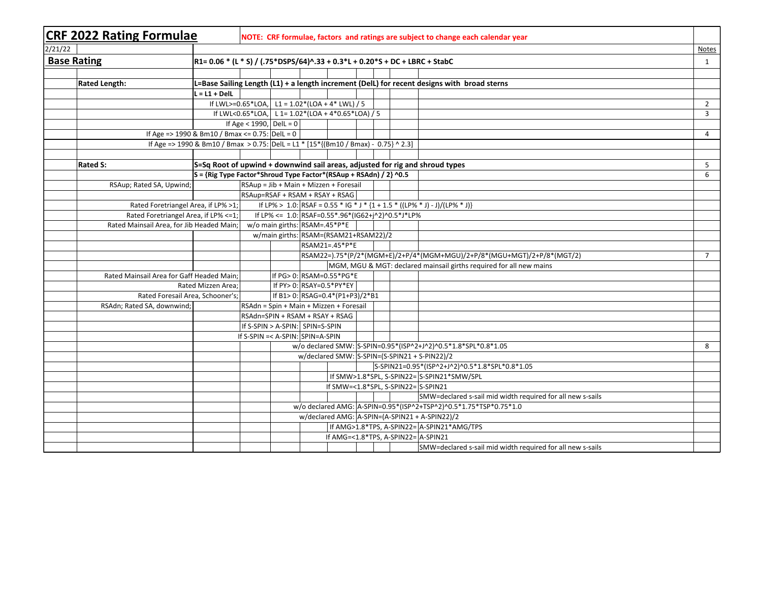# CRF 2022 Rating Formulae

**NOTE: CRF formulae, factors and ratings are subject to change each calendar year**

2/21/22

| | | Formula | Notes |
|---|---|---|---|
| **Base Rating** | | **R1= 0.06 * (L * S) / (.75*DSPS/64)^.33 + 0.3*L + 0.20*S + DC + LBRC + StabC** | 1 |
| | | | |
| **Rated Length:** | | **L=Base Sailing Length (L1) + a length increment (DelL) for recent designs with broad sterns** | |
| | **L = L1 + DelL** | | |
| | If LWL>=0.65*LOA, | L1 = 1.02*(LOA + 4* LWL) / 5 | 2 |
| | If LWL<0.65*LOA, | L 1= 1.02*(LOA + 4*0.65*LOA) / 5 | 3 |
| | If Age < 1990, | DelL = 0 | |
| | If Age => 1990 & Bm10 / Bmax <= 0.75: | DelL = 0 | 4 |
| | If Age => 1990 & Bm10 / Bmax > 0.75: | DelL = L1 * [15*{(Bm10 / Bmax) - 0.75} ^ 2.3] | |
| | | | |
| **Rated S:** | | **S=Sq Root of upwind + downwind sail areas, adjusted for rig and shroud types** | 5 |
| | | **S = {Rig Type Factor*Shroud Type Factor*(RSAup + RSAdn) / 2} ^0.5** | 6 |
| RSAup; Rated SA, Upwind; | | RSAup = Jib + Main + Mizzen + Foresail | |
| | | RSAup=RSAF + RSAM + RSAY + RSAG | |
| Rated Foretriangel Area, if LP% >1; | If LP% > 1.0: | RSAF = 0.55 * IG * J * {1 + 1.5 * ((LP% * J) - J)/(LP% * J)} | |
| Rated Foretriangel Area, if LP% <=1; | If LP% <= 1.0: | RSAF=0.55*.96*(IG62+j^2)^0.5*J*LP% | |
| Rated Mainsail Area, for Jib Headed Main; | w/o main girths: | RSAM=.45*P*E | |
| | w/main girths: | RSAM=(RSAM21+RSAM22)/2 | |
| | | RSAM21=.45*P*E | |
| | | RSAM22=).75*(P/2*(MGM+E)/2+P/4*(MGM+MGU)/2+P/8*(MGU+MGT)/2+P/8*(MGT/2) | 7 |
| | | MGM, MGU & MGT: declared mainsail girths required for all new mains | |
| Rated Mainsail Area for Gaff Headed Main; | If PG> 0: | RSAM=0.55*PG*E | |
| Rated Mizzen Area; | If PY> 0: | RSAY=0.5*PY*EY | |
| Rated Foresail Area, Schooner's; | If B1> 0: | RSAG=0.4*(P1+P3)/2*B1 | |
| RSAdn; Rated SA, downwind; | | RSAdn = Spin + Main + Mizzen + Foresail | |
| | | RSAdn=SPIN + RSAM + RSAY + RSAG | |
| | If S-SPIN > A-SPIN: | SPIN=S-SPIN | |
| | If S-SPIN =< A-SPIN: | SPIN=A-SPIN | |
| | w/o declared SMW: | S-SPIN=0.95*(ISP^2+J^2)^0.5*1.8*SPL*0.8*1.05 | 8 |
| | w/declared SMW: | S-SPIN=(S-SPIN21 + S-PIN22)/2 | |
| | | S-SPIN21=0.95*(ISP^2+J^2)^0.5*1.8*SPL*0.8*1.05 | |
| | If SMW>1.8*SPL, S-SPIN22= | S-SPIN21*SMW/SPL | |
| | If SMW=<1.8*SPL, S-SPIN22= | S-SPIN21 | |
| | | SMW=declared s-sail mid width required for all new s-sails | |
| | w/o declared AMG: | A-SPIN=0.95*(ISP^2+TSP^2)^0.5*1.75*TSP*0.75*1.0 | |
| | w/declared AMG: | A-SPIN=(A-SPIN21 + A-SPIN22)/2 | |
| | If AMG>1.8*TPS, A-SPIN22= | A-SPIN21*AMG/TPS | |
| | If AMG=<1.8*TPS, A-SPIN22= | A-SPIN21 | |
| | | SMW=declared s-sail mid width required for all new s-sails | |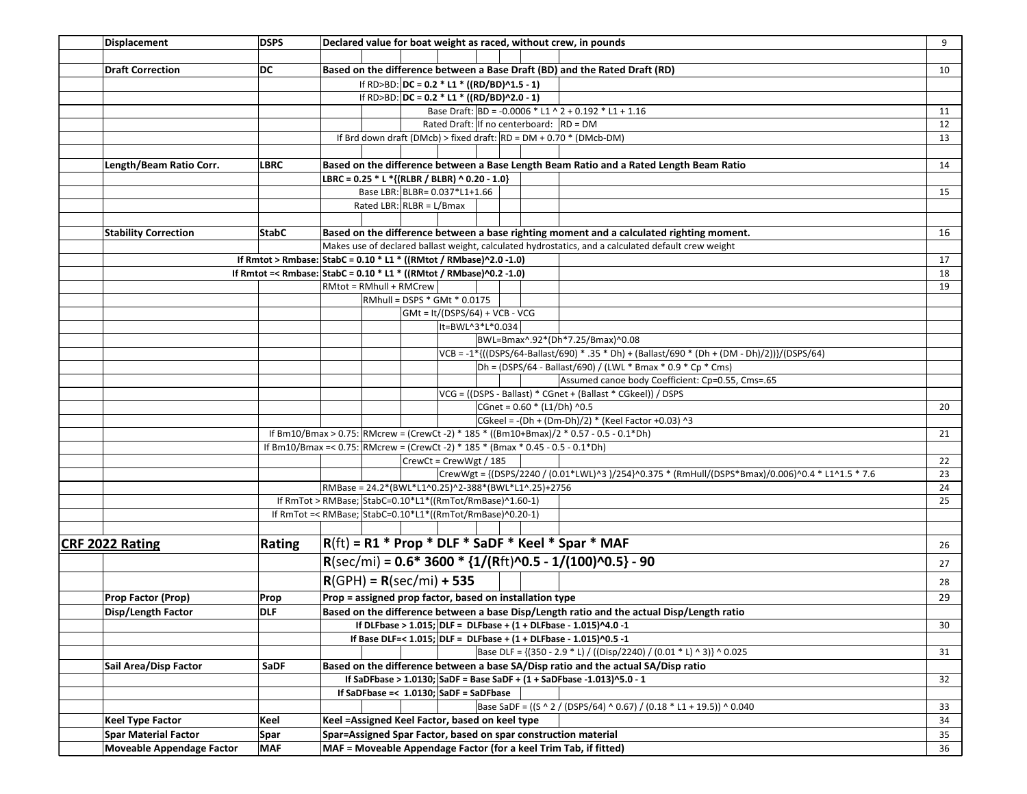| Item | Symbol | Description / Formula | Note |
|---|---|---|---|
| Displacement | DSPS | Declared value for boat weight as raced, without crew, in pounds | 9 |
| | | | |
| Draft Correction | DC | **Based on the difference between a Base Draft (BD) and the Rated Draft (RD)** | 10 |
| | | If RD>BD: **DC = 0.2 * L1 * ((RD/BD)^1.5 - 1)** | |
| | | If RD>BD: **DC = 0.2 * L1 * ((RD/BD)^2.0 - 1)** | |
| | | Base Draft: BD = -0.0006 * L1 ^ 2 + 0.192 * L1 + 1.16 | 11 |
| | | Rated Draft: If no centerboard: RD = DM | 12 |
| | | If Brd down draft (DMcb) > fixed draft: RD = DM + 0.70 * (DMcb-DM) | 13 |
| | | | |
| Length/Beam Ratio Corr. | LBRC | **Based on the difference between a Base Length Beam Ratio and a Rated Length Beam Ratio** | 14 |
| | | **LBRC = 0.25 * L *((RLBR / BLBR) ^ 0.20 - 1.0)** | |
| | | Base LBR: BLBR= 0.037*L1+1.66 | 15 |
| | | Rated LBR: RLBR = L/Bmax | |
| | | | |
| Stability Correction | StabC | **Based on the difference between a base righting moment and a calculated righting moment.** | 16 |
| | | Makes use of declared ballast weight, calculated hydrostatics, and a calculated default crew weight | |
| | If Rmtot > Rmbase: | **StabC = 0.10 * L1 * ((RMtot / RMbase)^2.0 -1.0)** | 17 |
| | If Rmtot =< Rmbase: | **StabC = 0.10 * L1 * ((RMtot / RMbase)^0.2 -1.0)** | 18 |
| | | RMtot = RMhull + RMCrew | 19 |
| | | RMhull = DSPS * GMt * 0.0175 | |
| | | GMt = It/(DSPS/64) + VCB - VCG | |
| | | It=BWL^3*L*0.034 | |
| | | BWL=Bmax^.92*(Dh*7.25/Bmax)^0.08 | |
| | | VCB = -1*{((DSPS/64-Ballast/690) * .35 * Dh) + (Ballast/690 * (Dh + (DM - Dh)/2))}/(DSPS/64) | |
| | | Dh = (DSPS/64 - Ballast/690) / (LWL * Bmax * 0.9 * Cp * Cms) | |
| | | Assumed canoe body Coefficient: Cp=0.55, Cms=.65 | |
| | | VCG = ((DSPS - Ballast) * CGnet + (Ballast * CGkeel)) / DSPS | |
| | | CGnet = 0.60 * (L1/Dh) ^0.5 | 20 |
| | | CGkeel = -(Dh + (Dm-Dh)/2) * (Keel Factor +0.03) ^3 | |
| | If Bm10/Bmax > 0.75: | RMcrew = (CrewCt -2) * 185 * ((Bm10+Bmax)/2 * 0.57 - 0.5 - 0.1*Dh) | 21 |
| | If Bm10/Bmax =< 0.75: | RMcrew = (CrewCt -2) * 185 * (Bmax * 0.45 - 0.5 - 0.1*Dh) | |
| | | CrewCt = CrewWgt / 185 | 22 |
| | | CrewWgt = {(DSPS/2240 / (0.01*LWL)^3 )/254}^0.375 * (RmHull/(DSPS*Bmax)/0.006)^0.4 * L1^1.5 * 7.6 | 23 |
| | | RMBase = 24.2*(BWL*L1^0.25)^2-388*(BWL*L1^.25)+2756 | 24 |
| | If RmTot > RMBase; | StabC=0.10*L1*((RmTot/RmBase)^1.60-1) | 25 |
| | If RmTot =< RMBase; | StabC=0.10*L1*((RmTot/RmBase)^0.20-1) | |
| | | | |
| **CRF 2022 Rating** | **Rating** | **R(ft) = R1 * Prop * DLF * SaDF * Keel * Spar * MAF** | 26 |
| | | **R(sec/mi) = 0.6* 3600 * {1/(Rft)^0.5 - 1/(100)^0.5} - 90** | 27 |
| | | **R(GPH) = R(sec/mi) + 535** | 28 |
| Prop Factor (Prop) | Prop | **Prop = assigned prop factor, based on installation type** | 29 |
| Disp/Length Factor | DLF | **Based on the difference between a base Disp/Length ratio and the actual Disp/Length ratio** | |
| | | **If DLFbase > 1.015; DLF = DLFbase + (1 + DLFbase - 1.015)^4.0 -1** | 30 |
| | | **If Base DLF=< 1.015; DLF = DLFbase + (1 + DLFbase - 1.015)^0.5 -1** | |
| | | Base DLF = {(350 - 2.9 * L) / ((Disp/2240) / (0.01 * L) ^ 3)} ^ 0.025 | 31 |
| Sail Area/Disp Factor | SaDF | **Based on the difference between a base SA/Disp ratio and the actual SA/Disp ratio** | |
| | | **If SaDFbase > 1.0130; SaDF = Base SaDF + (1 + SaDFbase -1.013)^5.0 - 1** | 32 |
| | | **If SaDFbase =< 1.0130; SaDF = SaDFbase** | |
| | | Base SaDF = ((S ^ 2 / (DSPS/64) ^ 0.67) / (0.18 * L1 + 19.5)) ^ 0.040 | 33 |
| Keel Type Factor | Keel | **Keel =Assigned Keel Factor, based on keel type** | 34 |
| Spar Material Factor | Spar | **Spar=Assigned Spar Factor, based on spar construction material** | 35 |
| Moveable Appendage Factor | MAF | **MAF = Moveable Appendage Factor (for a keel Trim Tab, if fitted)** | 36 |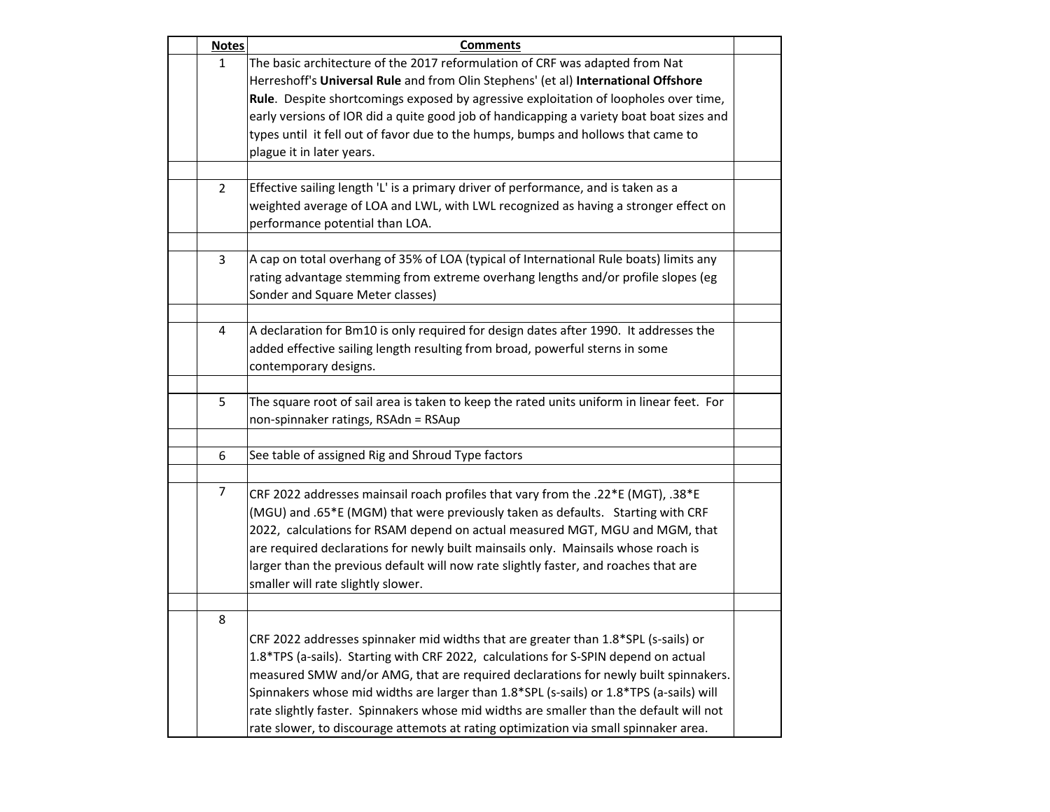| | Notes | Comments | |
|---|---|---|---|
| | 1 | The basic architecture of the 2017 reformulation of CRF was adapted from Nat Herreshoff's **Universal Rule** and from Olin Stephens' (et al) **International Offshore Rule**. Despite shortcomings exposed by agressive exploitation of loopholes over time, early versions of IOR did a quite good job of handicapping a variety boat boat sizes and types until it fell out of favor due to the humps, bumps and hollows that came to plague it in later years. | |
| | | | |
| | 2 | Effective sailing length 'L' is a primary driver of performance, and is taken as a weighted average of LOA and LWL, with LWL recognized as having a stronger effect on performance potential than LOA. | |
| | | | |
| | 3 | A cap on total overhang of 35% of LOA (typical of International Rule boats) limits any rating advantage stemming from extreme overhang lengths and/or profile slopes (eg Sonder and Square Meter classes) | |
| | | | |
| | 4 | A declaration for Bm10 is only required for design dates after 1990. It addresses the added effective sailing length resulting from broad, powerful sterns in some contemporary designs. | |
| | | | |
| | 5 | The square root of sail area is taken to keep the rated units uniform in linear feet. For non-spinnaker ratings, RSAdn = RSAup | |
| | | | |
| | 6 | See table of assigned Rig and Shroud Type factors | |
| | | | |
| | 7 | CRF 2022 addresses mainsail roach profiles that vary from the .22*E (MGT), .38*E (MGU) and .65*E (MGM) that were previously taken as defaults. Starting with CRF 2022, calculations for RSAM depend on actual measured MGT, MGU and MGM, that are required declarations for newly built mainsails only. Mainsails whose roach is larger than the previous default will now rate slightly faster, and roaches that are smaller will rate slightly slower. | |
| | | | |
| | 8 | CRF 2022 addresses spinnaker mid widths that are greater than 1.8*SPL (s-sails) or 1.8*TPS (a-sails). Starting with CRF 2022, calculations for S-SPIN depend on actual measured SMW and/or AMG, that are required declarations for newly built spinnakers. Spinnakers whose mid widths are larger than 1.8*SPL (s-sails) or 1.8*TPS (a-sails) will rate slightly faster. Spinnakers whose mid widths are smaller than the default will not rate slower, to discourage attemots at rating optimization via small spinnaker area. | |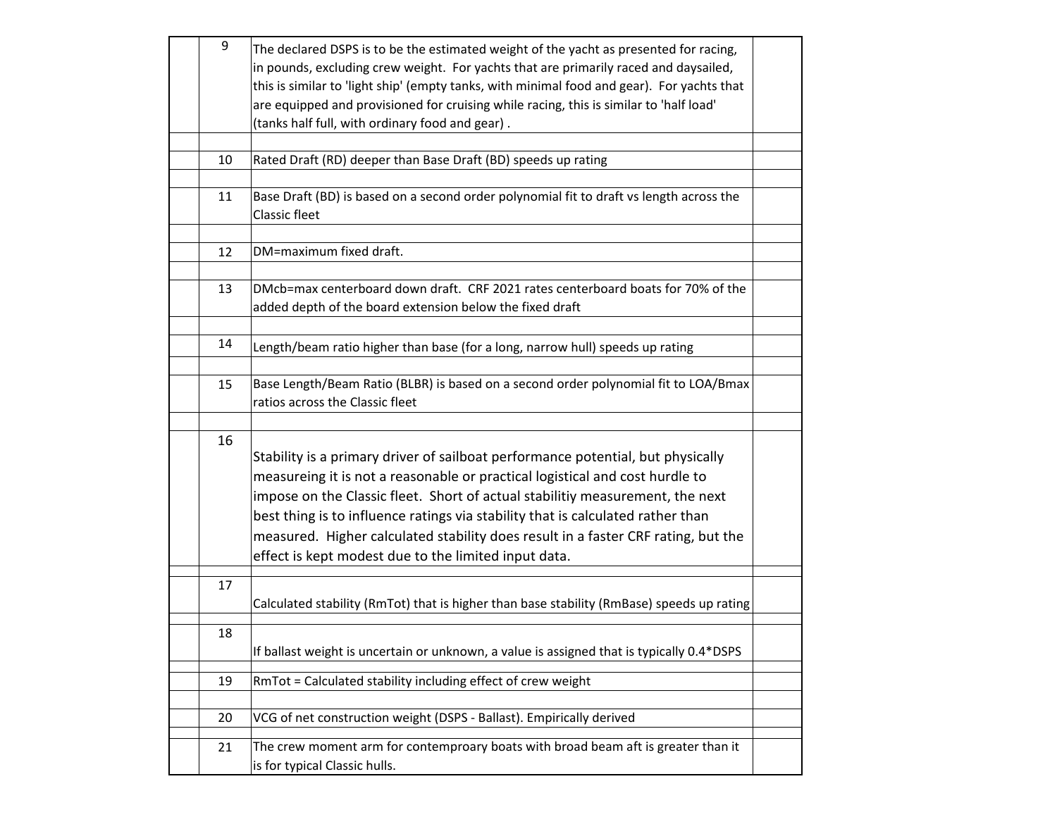| | | | |
|---|---|---|---|
| | 9 | The declared DSPS is to be the estimated weight of the yacht as presented for racing, in pounds, excluding crew weight. For yachts that are primarily raced and daysailed, this is similar to 'light ship' (empty tanks, with minimal food and gear). For yachts that are equipped and provisioned for cruising while racing, this is similar to 'half load' (tanks half full, with ordinary food and gear) . | |
| | | | |
| | 10 | Rated Draft (RD) deeper than Base Draft (BD) speeds up rating | |
| | | | |
| | 11 | Base Draft (BD) is based on a second order polynomial fit to draft vs length across the Classic fleet | |
| | | | |
| | 12 | DM=maximum fixed draft. | |
| | | | |
| | 13 | DMcb=max centerboard down draft. CRF 2021 rates centerboard boats for 70% of the added depth of the board extension below the fixed draft | |
| | | | |
| | 14 | Length/beam ratio higher than base (for a long, narrow hull) speeds up rating | |
| | | | |
| | 15 | Base Length/Beam Ratio (BLBR) is based on a second order polynomial fit to LOA/Bmax ratios across the Classic fleet | |
| | | | |
| | 16 | Stability is a primary driver of sailboat performance potential, but physically measureing it is not a reasonable or practical logistical and cost hurdle to impose on the Classic fleet. Short of actual stabilitiy measurement, the next best thing is to influence ratings via stability that is calculated rather than measured. Higher calculated stability does result in a faster CRF rating, but the effect is kept modest due to the limited input data. | |
| | | | |
| | 17 | Calculated stability (RmTot) that is higher than base stability (RmBase) speeds up rating | |
| | | | |
| | 18 | If ballast weight is uncertain or unknown, a value is assigned that is typically 0.4*DSPS | |
| | | | |
| | 19 | RmTot = Calculated stability including effect of crew weight | |
| | | | |
| | 20 | VCG of net construction weight (DSPS - Ballast). Empirically derived | |
| | | | |
| | 21 | The crew moment arm for contemproary boats with broad beam aft is greater than it is for typical Classic hulls. | |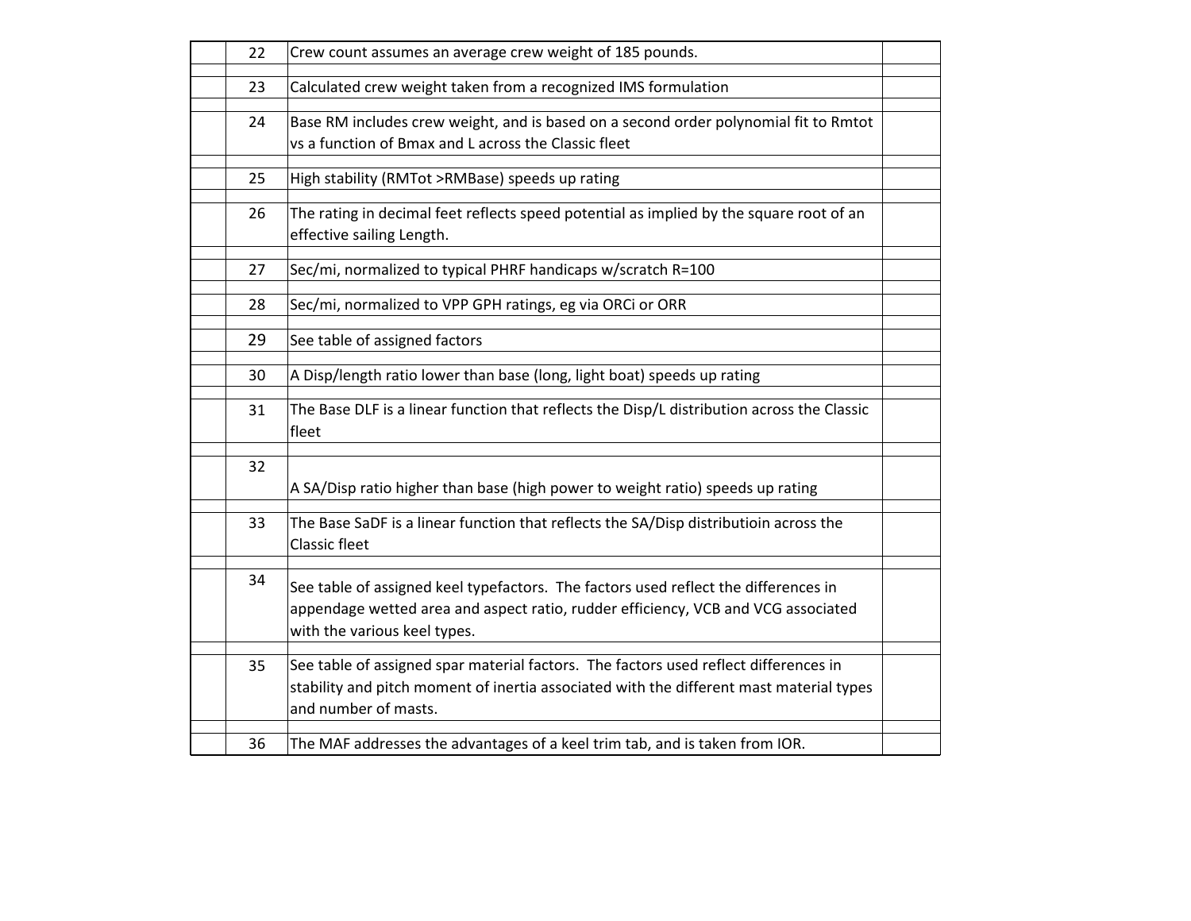| | | | |
|---|---|---|---|
| | 22 | Crew count assumes an average crew weight of 185 pounds. | |
| | 23 | Calculated crew weight taken from a recognized IMS formulation | |
| | 24 | Base RM includes crew weight, and is based on a second order polynomial fit to Rmtot vs a function of Bmax and L across the Classic fleet | |
| | 25 | High stability (RMTot >RMBase) speeds up rating | |
| | 26 | The rating in decimal feet reflects speed potential as implied by the square root of an effective sailing Length. | |
| | 27 | Sec/mi, normalized to typical PHRF handicaps w/scratch R=100 | |
| | 28 | Sec/mi, normalized to VPP GPH ratings, eg via ORCi or ORR | |
| | 29 | See table of assigned factors | |
| | 30 | A Disp/length ratio lower than base (long, light boat) speeds up rating | |
| | 31 | The Base DLF is a linear function that reflects the Disp/L distribution across the Classic fleet | |
| | 32 | A SA/Disp ratio higher than base (high power to weight ratio) speeds up rating | |
| | 33 | The Base SaDF is a linear function that reflects the SA/Disp distributioin across the Classic fleet | |
| | 34 | See table of assigned keel typefactors. The factors used reflect the differences in appendage wetted area and aspect ratio, rudder efficiency, VCB and VCG associated with the various keel types. | |
| | 35 | See table of assigned spar material factors. The factors used reflect differences in stability and pitch moment of inertia associated with the different mast material types and number of masts. | |
| | 36 | The MAF addresses the advantages of a keel trim tab, and is taken from IOR. | |